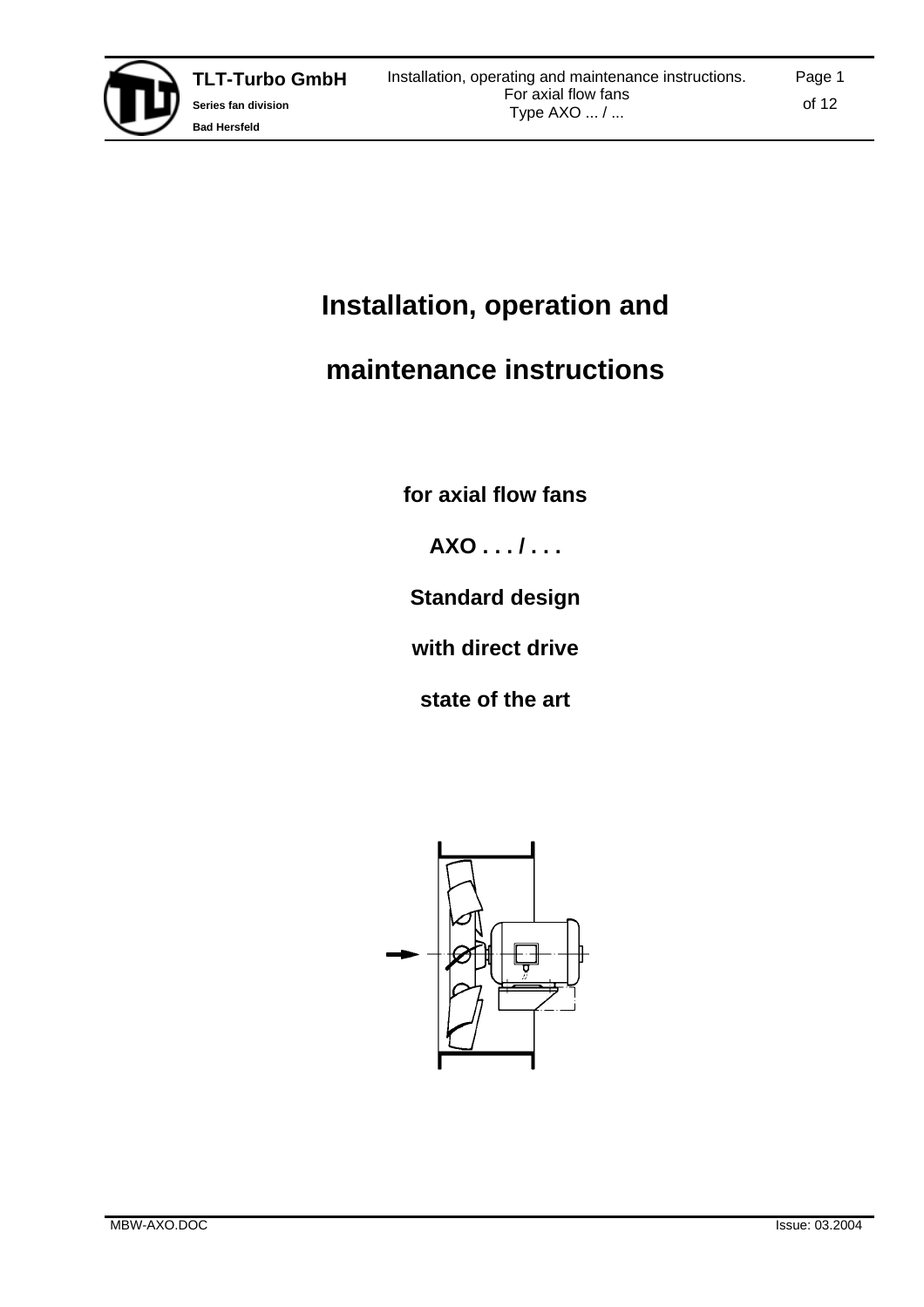# Installation, operation and

# maintenance instructions

**for axial flow fans**

**AXO . . . / . . .**

**Standard design**

**with direct drive**

**state of the art**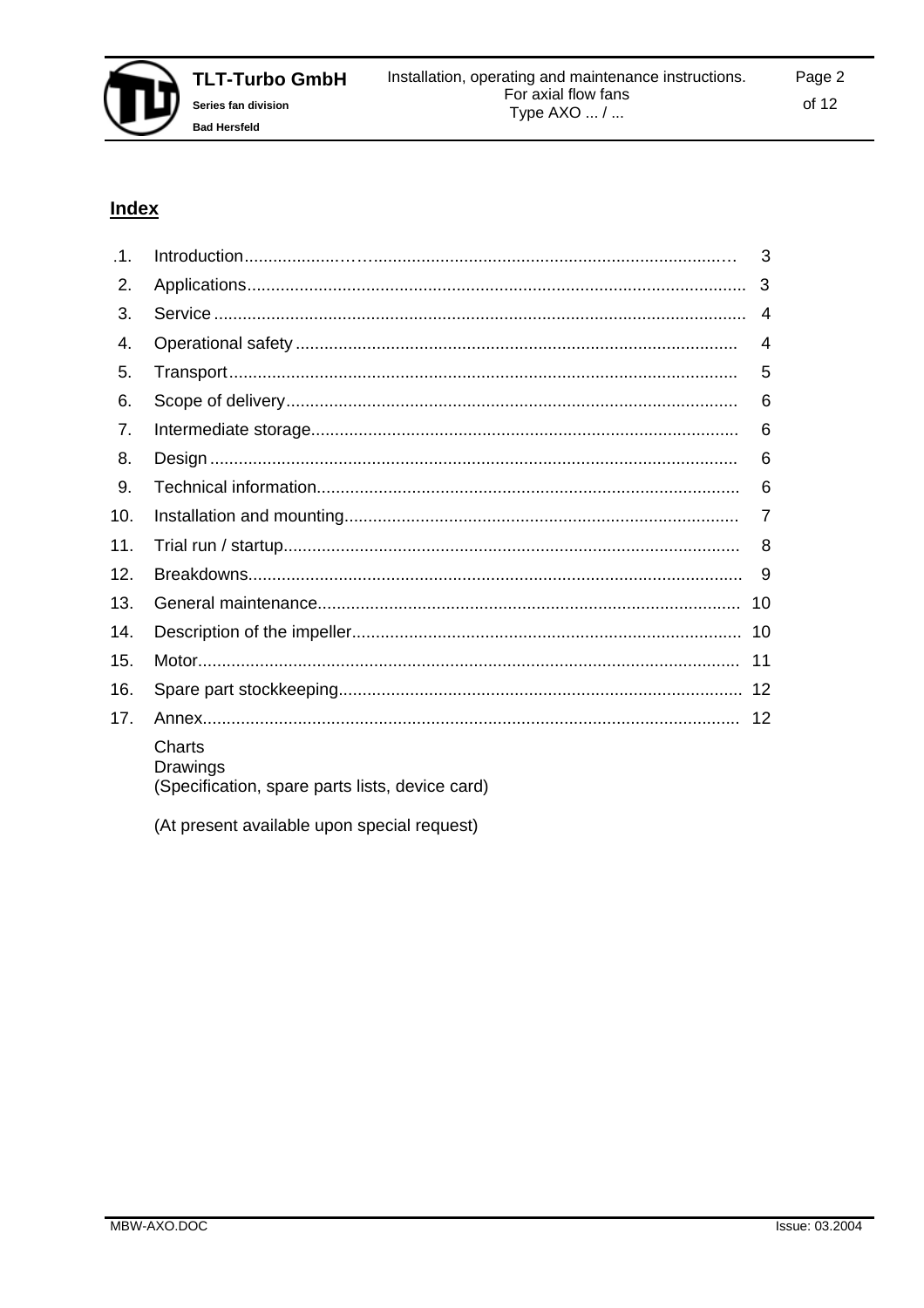## Index

| | | |
|---|---|---|
| .1. | Introduction | 3 |
| 2. | Applications | 3 |
| 3. | Service | 4 |
| 4. | Operational safety | 4 |
| 5. | Transport | 5 |
| 6. | Scope of delivery | 6 |
| 7. | Intermediate storage | 6 |
| 8. | Design | 6 |
| 9. | Technical information | 6 |
| 10. | Installation and mounting | 7 |
| 11. | Trial run / startup | 8 |
| 12. | Breakdowns | 9 |
| 13. | General maintenance | 10 |
| 14. | Description of the impeller | 10 |
| 15. | Motor | 11 |
| 16. | Spare part stockkeeping | 12 |
| 17. | Annex | 12 |

Charts  
Drawings  
(Specification, spare parts lists, device card)

(At present available upon special request)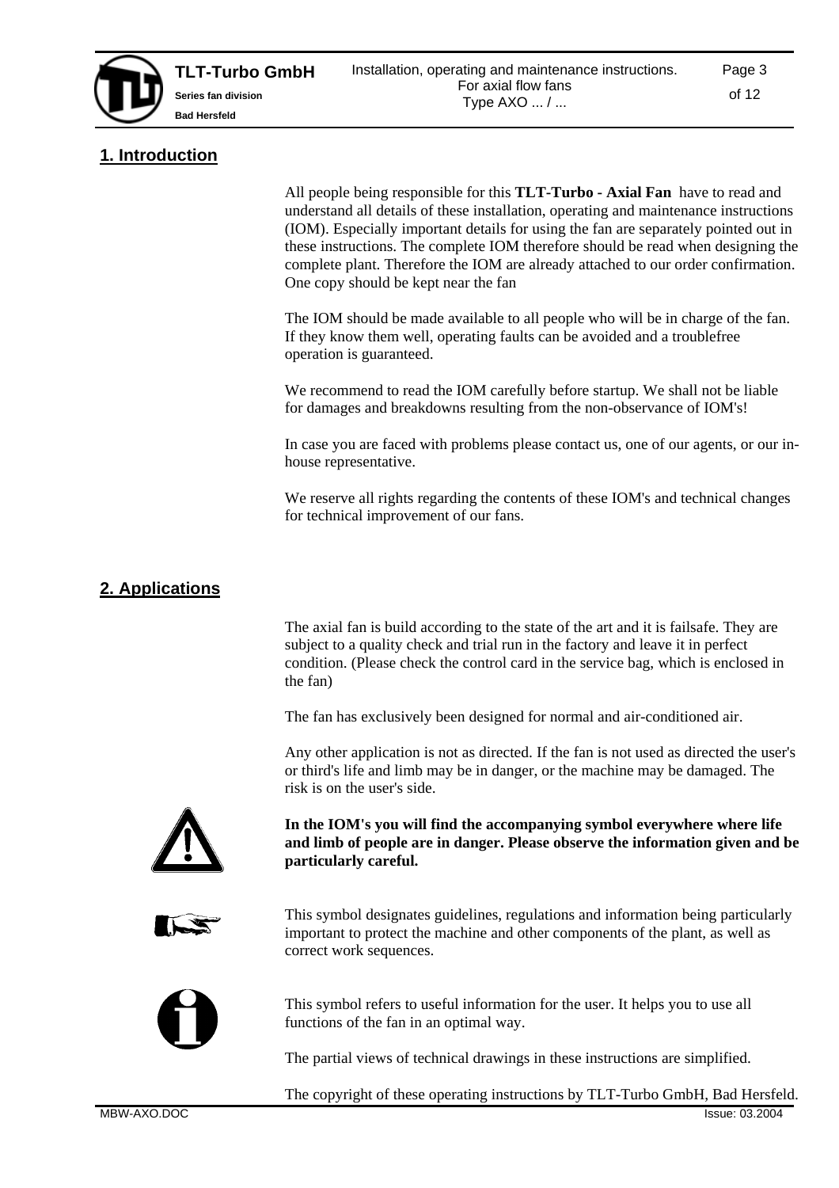## 1. Introduction

All people being responsible for this **TLT-Turbo - Axial Fan** have to read and understand all details of these installation, operating and maintenance instructions (IOM). Especially important details for using the fan are separately pointed out in these instructions. The complete IOM therefore should be read when designing the complete plant. Therefore the IOM are already attached to our order confirmation. One copy should be kept near the fan

The IOM should be made available to all people who will be in charge of the fan. If they know them well, operating faults can be avoided and a troublefree operation is guaranteed.

We recommend to read the IOM carefully before startup. We shall not be liable for damages and breakdowns resulting from the non-observance of IOM's!

In case you are faced with problems please contact us, one of our agents, or our in-house representative.

We reserve all rights regarding the contents of these IOM's and technical changes for technical improvement of our fans.

## 2. Applications

The axial fan is build according to the state of the art and it is failsafe. They are subject to a quality check and trial run in the factory and leave it in perfect condition. (Please check the control card in the service bag, which is enclosed in the fan)

The fan has exclusively been designed for normal and air-conditioned air.

Any other application is not as directed. If the fan is not used as directed the user's or third's life and limb may be in danger, or the machine may be damaged. The risk is on the user's side.

**In the IOM's you will find the accompanying symbol everywhere where life and limb of people are in danger. Please observe the information given and be particularly careful.**

This symbol designates guidelines, regulations and information being particularly important to protect the machine and other components of the plant, as well as correct work sequences.

This symbol refers to useful information for the user. It helps you to use all functions of the fan in an optimal way.

The partial views of technical drawings in these instructions are simplified.

The copyright of these operating instructions by TLT-Turbo GmbH, Bad Hersfeld.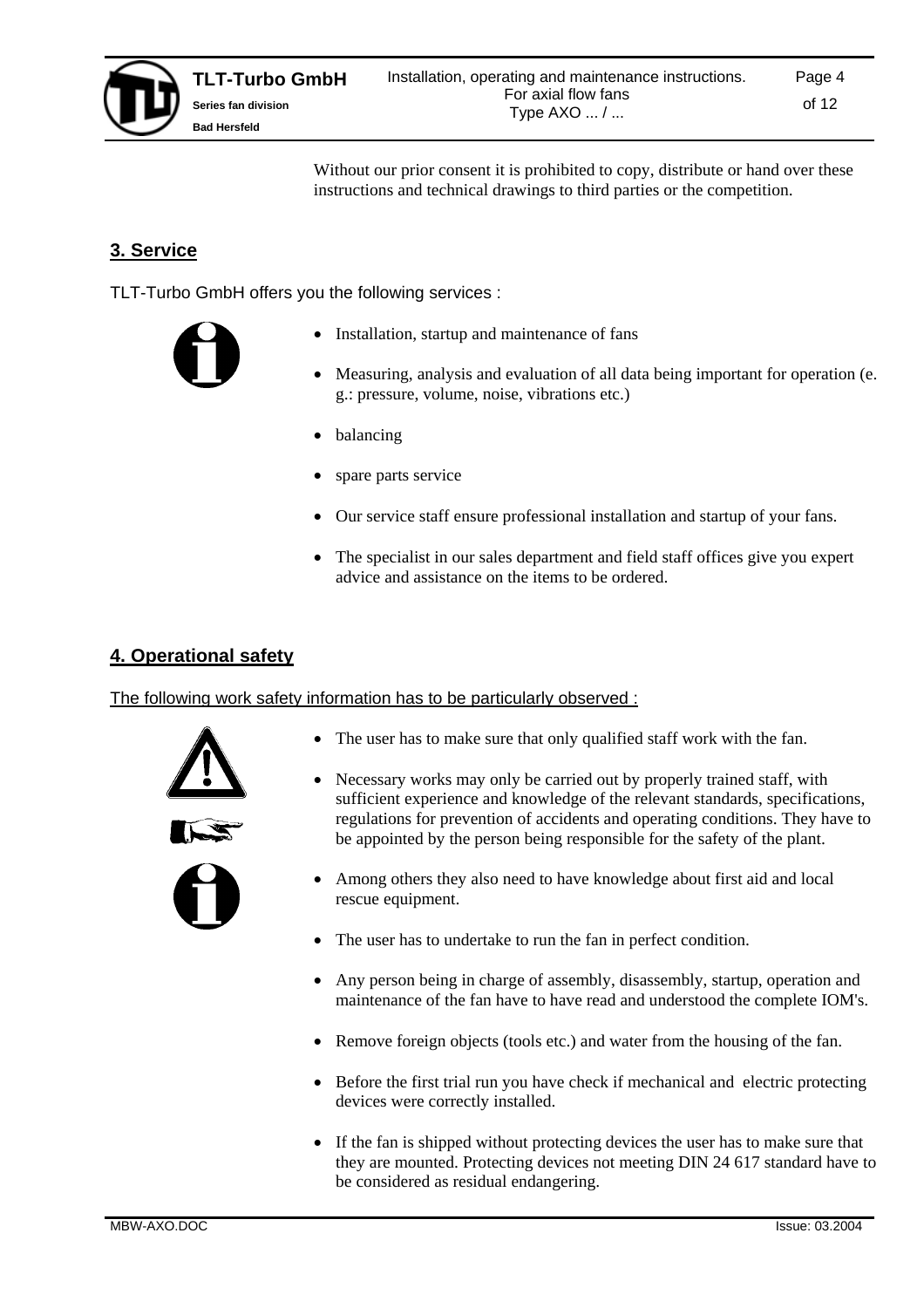Without our prior consent it is prohibited to copy, distribute or hand over these instructions and technical drawings to third parties or the competition.

## 3. Service

TLT-Turbo GmbH offers you the following services :

- Installation, startup and maintenance of fans
- Measuring, analysis and evaluation of all data being important for operation (e. g.: pressure, volume, noise, vibrations etc.)
- balancing
- spare parts service
- Our service staff ensure professional installation and startup of your fans.
- The specialist in our sales department and field staff offices give you expert advice and assistance on the items to be ordered.

## 4. Operational safety

The following work safety information has to be particularly observed :

- The user has to make sure that only qualified staff work with the fan.
- Necessary works may only be carried out by properly trained staff, with sufficient experience and knowledge of the relevant standards, specifications, regulations for prevention of accidents and operating conditions. They have to be appointed by the person being responsible for the safety of the plant.
- Among others they also need to have knowledge about first aid and local rescue equipment.
- The user has to undertake to run the fan in perfect condition.
- Any person being in charge of assembly, disassembly, startup, operation and maintenance of the fan have to have read and understood the complete IOM's.
- Remove foreign objects (tools etc.) and water from the housing of the fan.
- Before the first trial run you have check if mechanical and electric protecting devices were correctly installed.
- If the fan is shipped without protecting devices the user has to make sure that they are mounted. Protecting devices not meeting DIN 24 617 standard have to be considered as residual endangering.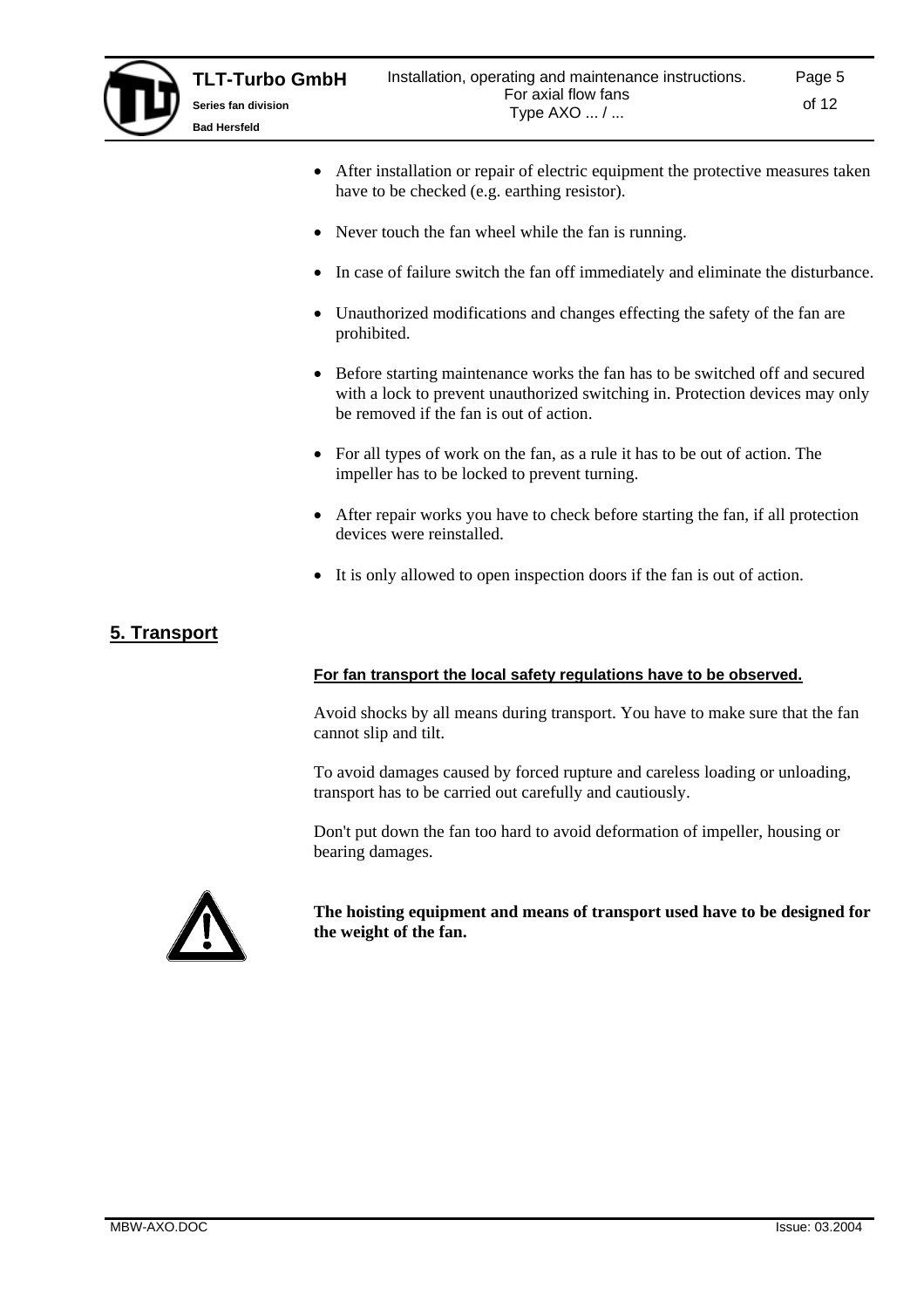- After installation or repair of electric equipment the protective measures taken have to be checked (e.g. earthing resistor).
- Never touch the fan wheel while the fan is running.
- In case of failure switch the fan off immediately and eliminate the disturbance.
- Unauthorized modifications and changes effecting the safety of the fan are prohibited.
- Before starting maintenance works the fan has to be switched off and secured with a lock to prevent unauthorized switching in. Protection devices may only be removed if the fan is out of action.
- For all types of work on the fan, as a rule it has to be out of action. The impeller has to be locked to prevent turning.
- After repair works you have to check before starting the fan, if all protection devices were reinstalled.
- It is only allowed to open inspection doors if the fan is out of action.

## 5. Transport

**For fan transport the local safety regulations have to be observed.**

Avoid shocks by all means during transport. You have to make sure that the fan cannot slip and tilt.

To avoid damages caused by forced rupture and careless loading or unloading, transport has to be carried out carefully and cautiously.

Don't put down the fan too hard to avoid deformation of impeller, housing or bearing damages.

**The hoisting equipment and means of transport used have to be designed for the weight of the fan.**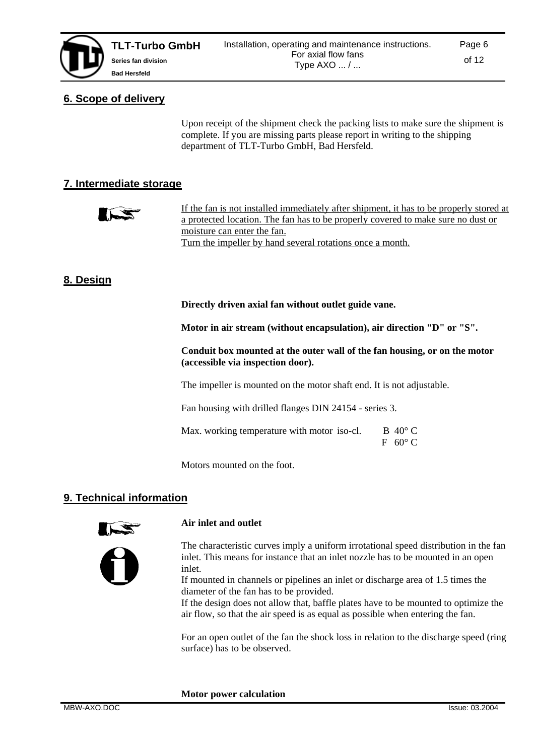## 6. Scope of delivery

Upon receipt of the shipment check the packing lists to make sure the shipment is complete. If you are missing parts please report in writing to the shipping department of TLT-Turbo GmbH, Bad Hersfeld.

## 7. Intermediate storage

If the fan is not installed immediately after shipment, it has to be properly stored at a protected location. The fan has to be properly covered to make sure no dust or moisture can enter the fan.
Turn the impeller by hand several rotations once a month.

## 8. Design

**Directly driven axial fan without outlet guide vane.**

**Motor in air stream (without encapsulation), air direction "D" or "S".**

**Conduit box mounted at the outer wall of the fan housing, or on the motor (accessible via inspection door).**

The impeller is mounted on the motor shaft end. It is not adjustable.

Fan housing with drilled flanges DIN 24154 - series 3.

Max. working temperature with motor iso-cl. B 40° C
F 60° C

Motors mounted on the foot.

## 9. Technical information

**Air inlet and outlet**

The characteristic curves imply a uniform irrotational speed distribution in the fan inlet. This means for instance that an inlet nozzle has to be mounted in an open inlet.
If mounted in channels or pipelines an inlet or discharge area of 1.5 times the diameter of the fan has to be provided.
If the design does not allow that, baffle plates have to be mounted to optimize the air flow, so that the air speed is as equal as possible when entering the fan.

For an open outlet of the fan the shock loss in relation to the discharge speed (ring surface) has to be observed.

**Motor power calculation**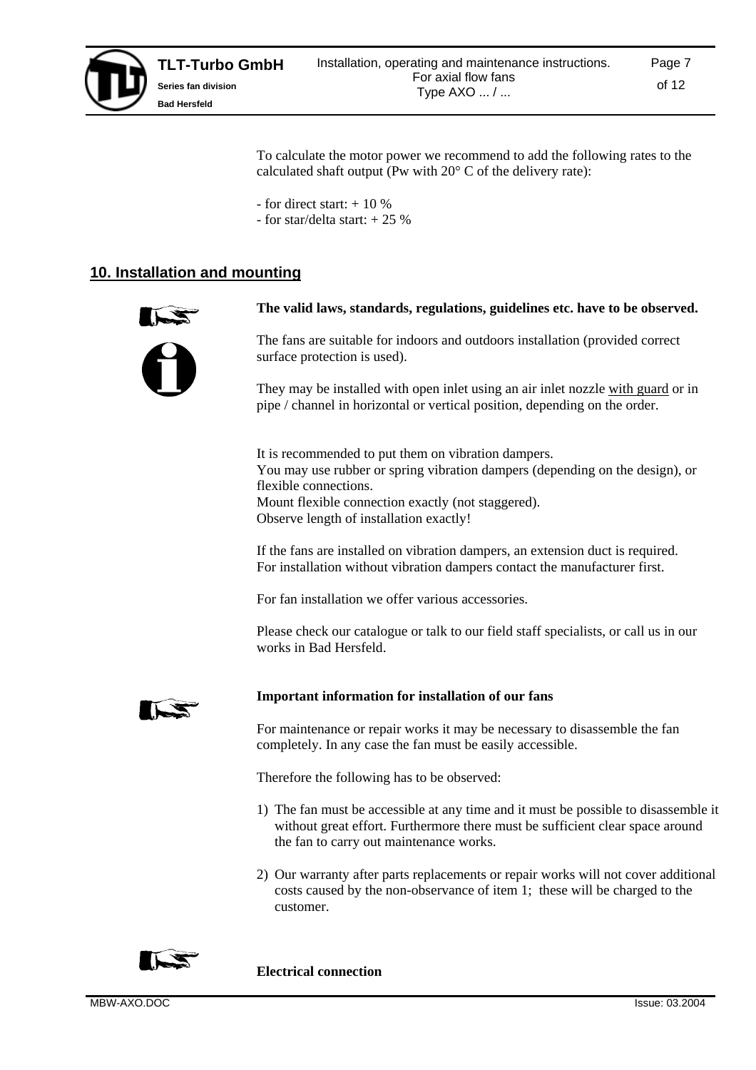To calculate the motor power we recommend to add the following rates to the calculated shaft output (Pw with 20° C of the delivery rate):

- for direct start: + 10 %
- for star/delta start: + 25 %

## 10. Installation and mounting

**The valid laws, standards, regulations, guidelines etc. have to be observed.**

The fans are suitable for indoors and outdoors installation (provided correct surface protection is used).

They may be installed with open inlet using an air inlet nozzle with guard or in pipe / channel in horizontal or vertical position, depending on the order.

It is recommended to put them on vibration dampers.
You may use rubber or spring vibration dampers (depending on the design), or flexible connections.
Mount flexible connection exactly (not staggered).
Observe length of installation exactly!

If the fans are installed on vibration dampers, an extension duct is required.
For installation without vibration dampers contact the manufacturer first.

For fan installation we offer various accessories.

Please check our catalogue or talk to our field staff specialists, or call us in our works in Bad Hersfeld.

**Important information for installation of our fans**

For maintenance or repair works it may be necessary to disassemble the fan completely. In any case the fan must be easily accessible.

Therefore the following has to be observed:

1) The fan must be accessible at any time and it must be possible to disassemble it without great effort. Furthermore there must be sufficient clear space around the fan to carry out maintenance works.

2) Our warranty after parts replacements or repair works will not cover additional costs caused by the non-observance of item 1; these will be charged to the customer.

**Electrical connection**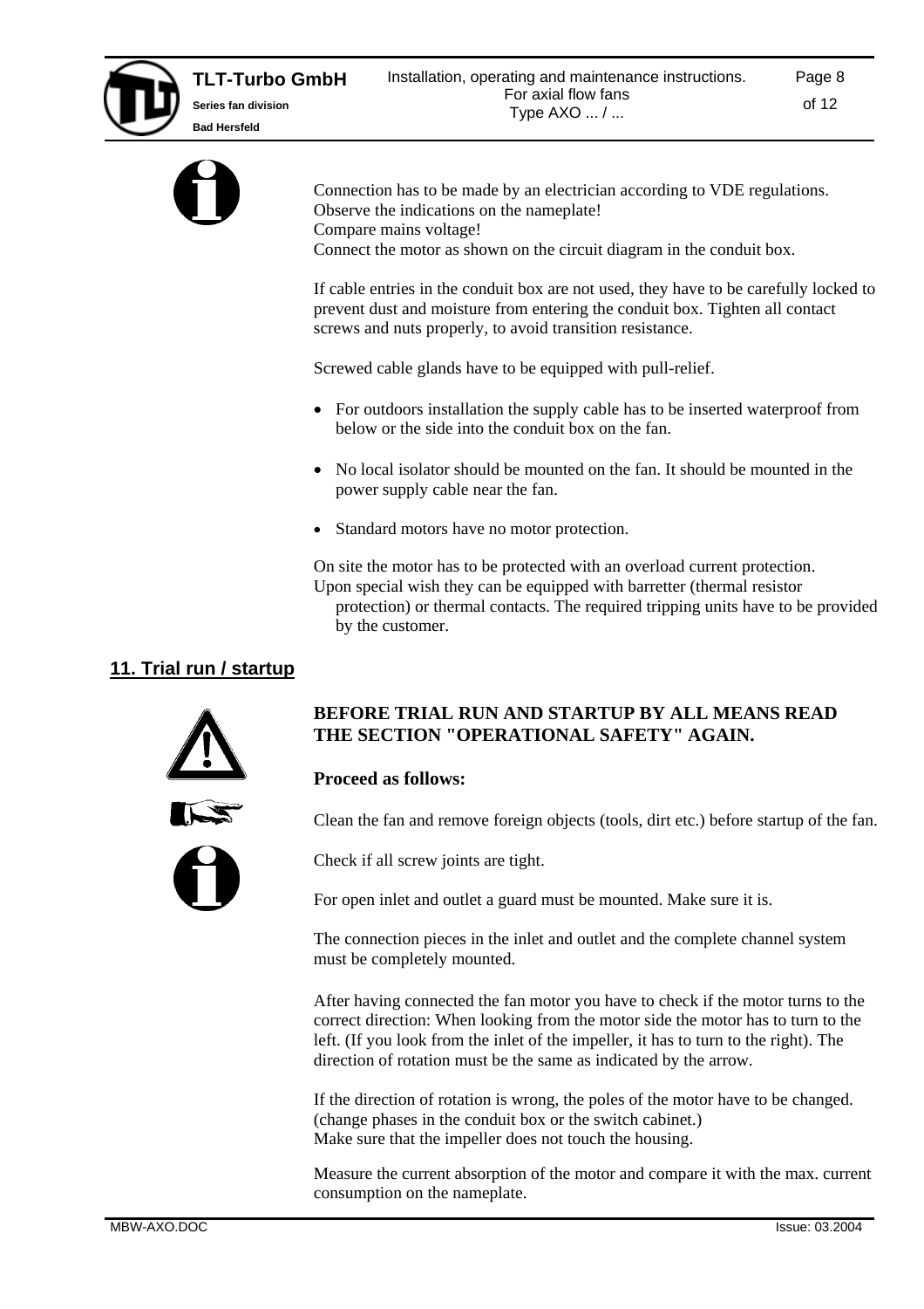Connection has to be made by an electrician according to VDE regulations.
Observe the indications on the nameplate!
Compare mains voltage!
Connect the motor as shown on the circuit diagram in the conduit box.

If cable entries in the conduit box are not used, they have to be carefully locked to prevent dust and moisture from entering the conduit box. Tighten all contact screws and nuts properly, to avoid transition resistance.

Screwed cable glands have to be equipped with pull-relief.

- For outdoors installation the supply cable has to be inserted waterproof from below or the side into the conduit box on the fan.
- No local isolator should be mounted on the fan. It should be mounted in the power supply cable near the fan.
- Standard motors have no motor protection.

On site the motor has to be protected with an overload current protection.
Upon special wish they can be equipped with barretter (thermal resistor protection) or thermal contacts. The required tripping units have to be provided by the customer.

## 11. Trial run / startup

**BEFORE TRIAL RUN AND STARTUP BY ALL MEANS READ THE SECTION "OPERATIONAL SAFETY" AGAIN.**

**Proceed as follows:**

Clean the fan and remove foreign objects (tools, dirt etc.) before startup of the fan.

Check if all screw joints are tight.

For open inlet and outlet a guard must be mounted. Make sure it is.

The connection pieces in the inlet and outlet and the complete channel system must be completely mounted.

After having connected the fan motor you have to check if the motor turns to the correct direction: When looking from the motor side the motor has to turn to the left. (If you look from the inlet of the impeller, it has to turn to the right). The direction of rotation must be the same as indicated by the arrow.

If the direction of rotation is wrong, the poles of the motor have to be changed. (change phases in the conduit box or the switch cabinet.)
Make sure that the impeller does not touch the housing.

Measure the current absorption of the motor and compare it with the max. current consumption on the nameplate.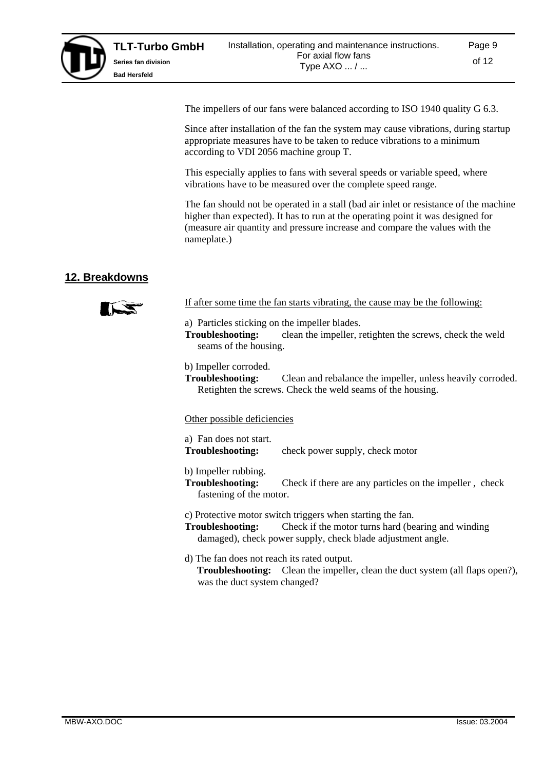The impellers of our fans were balanced according to ISO 1940 quality G 6.3.

Since after installation of the fan the system may cause vibrations, during startup appropriate measures have to be taken to reduce vibrations to a minimum according to VDI 2056 machine group T.

This especially applies to fans with several speeds or variable speed, where vibrations have to be measured over the complete speed range.

The fan should not be operated in a stall (bad air inlet or resistance of the machine higher than expected). It has to run at the operating point it was designed for (measure air quantity and pressure increase and compare the values with the nameplate.)

## 12. Breakdowns

If after some time the fan starts vibrating, the cause may be the following:

a) Particles sticking on the impeller blades.
**Troubleshooting:** clean the impeller, retighten the screws, check the weld seams of the housing.

b) Impeller corroded.
**Troubleshooting:** Clean and rebalance the impeller, unless heavily corroded. Retighten the screws. Check the weld seams of the housing.

Other possible deficiencies

a) Fan does not start.
**Troubleshooting:** check power supply, check motor

b) Impeller rubbing.
**Troubleshooting:** Check if there are any particles on the impeller , check fastening of the motor.

c) Protective motor switch triggers when starting the fan.
**Troubleshooting:** Check if the motor turns hard (bearing and winding damaged), check power supply, check blade adjustment angle.

d) The fan does not reach its rated output.
**Troubleshooting:** Clean the impeller, clean the duct system (all flaps open?), was the duct system changed?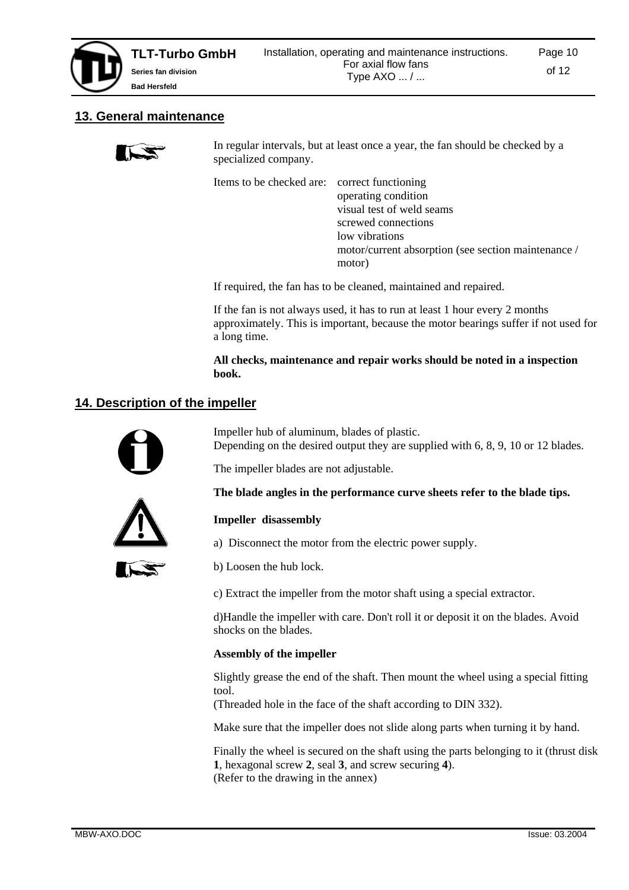## 13. General maintenance

In regular intervals, but at least once a year, the fan should be checked by a specialized company.

Items to be checked are:
- correct functioning
- operating condition
- visual test of weld seams
- screwed connections
- low vibrations
- motor/current absorption (see section maintenance / motor)

If required, the fan has to be cleaned, maintained and repaired.

If the fan is not always used, it has to run at least 1 hour every 2 months approximately. This is important, because the motor bearings suffer if not used for a long time.

**All checks, maintenance and repair works should be noted in a inspection book.**

## 14. Description of the impeller

Impeller hub of aluminum, blades of plastic.
Depending on the desired output they are supplied with 6, 8, 9, 10 or 12 blades.

The impeller blades are not adjustable.

**The blade angles in the performance curve sheets refer to the blade tips.**

**Impeller disassembly**

a) Disconnect the motor from the electric power supply.

b) Loosen the hub lock.

c) Extract the impeller from the motor shaft using a special extractor.

d)Handle the impeller with care. Don't roll it or deposit it on the blades. Avoid shocks on the blades.

**Assembly of the impeller**

Slightly grease the end of the shaft. Then mount the wheel using a special fitting tool.
(Threaded hole in the face of the shaft according to DIN 332).

Make sure that the impeller does not slide along parts when turning it by hand.

Finally the wheel is secured on the shaft using the parts belonging to it (thrust disk **1**, hexagonal screw **2**, seal **3**, and screw securing **4**).
(Refer to the drawing in the annex)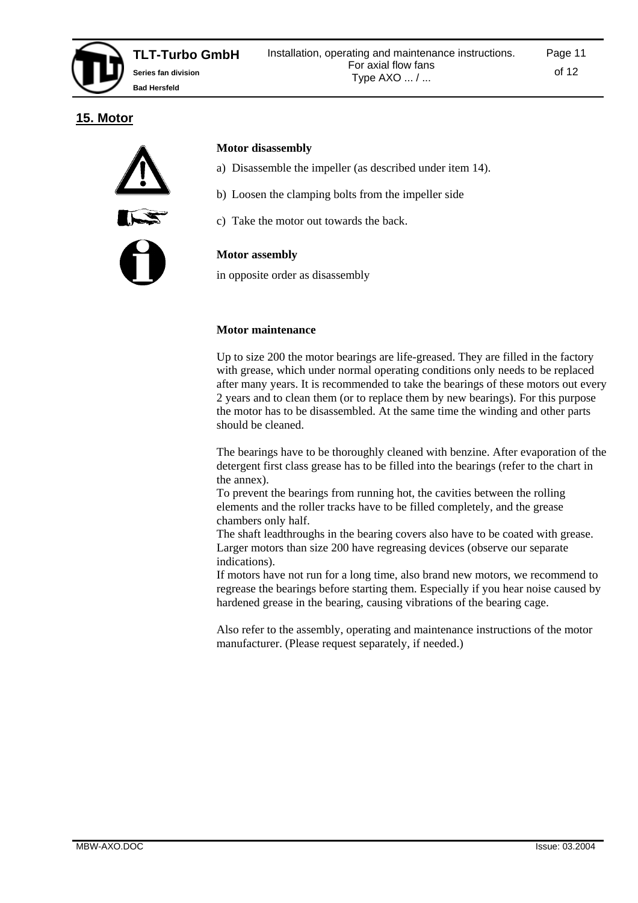## 15. Motor

**Motor disassembly**

a) Disassemble the impeller (as described under item 14).

b) Loosen the clamping bolts from the impeller side

c) Take the motor out towards the back.

**Motor assembly**

in opposite order as disassembly

**Motor maintenance**

Up to size 200 the motor bearings are life-greased. They are filled in the factory with grease, which under normal operating conditions only needs to be replaced after many years. It is recommended to take the bearings of these motors out every 2 years and to clean them (or to replace them by new bearings). For this purpose the motor has to be disassembled. At the same time the winding and other parts should be cleaned.

The bearings have to be thoroughly cleaned with benzine. After evaporation of the detergent first class grease has to be filled into the bearings (refer to the chart in the annex).
To prevent the bearings from running hot, the cavities between the rolling elements and the roller tracks have to be filled completely, and the grease chambers only half.
The shaft leadthroughs in the bearing covers also have to be coated with grease.
Larger motors than size 200 have regreasing devices (observe our separate indications).
If motors have not run for a long time, also brand new motors, we recommend to regrease the bearings before starting them. Especially if you hear noise caused by hardened grease in the bearing, causing vibrations of the bearing cage.

Also refer to the assembly, operating and maintenance instructions of the motor manufacturer. (Please request separately, if needed.)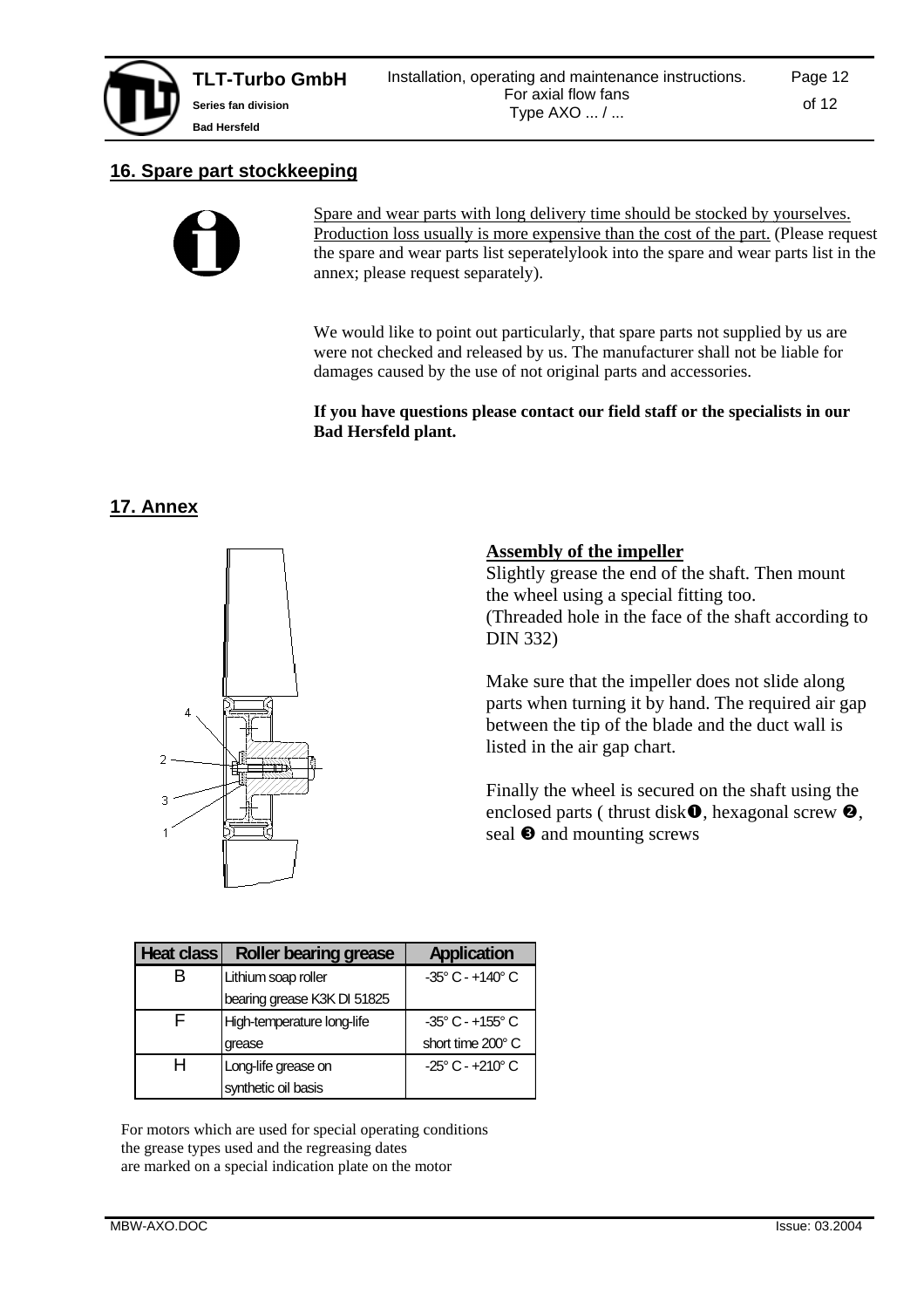## 16. Spare part stockkeeping

Spare and wear parts with long delivery time should be stocked by yourselves. Production loss usually is more expensive than the cost of the part. (Please request the spare and wear parts list seperatelylook into the spare and wear parts list in the annex; please request separately).

We would like to point out particularly, that spare parts not supplied by us are were not checked and released by us. The manufacturer shall not be liable for damages caused by the use of not original parts and accessories.

**If you have questions please contact our field staff or the specialists in our Bad Hersfeld plant.**

## 17. Annex

4

2

3

1

**Assembly of the impeller**

Slightly grease the end of the shaft. Then mount the wheel using a special fitting too.
(Threaded hole in the face of the shaft according to DIN 332)

Make sure that the impeller does not slide along parts when turning it by hand. The required air gap between the tip of the blade and the duct wall is listed in the air gap chart.

Finally the wheel is secured on the shaft using the enclosed parts ( thrust disk❶, hexagonal screw ❷, seal ❸ and mounting screws

| Heat class | Roller bearing grease | Application |
|---|---|---|
| B | Lithium soap roller bearing grease K3K DI 51825 | -35° C - +140° C |
| F | High-temperature long-life grease | -35° C - +155° C short time 200° C |
| H | Long-life grease on synthetic oil basis | -25° C - +210° C |

For motors which are used for special operating conditions
the grease types used and the regreasing dates
are marked on a special indication plate on the motor